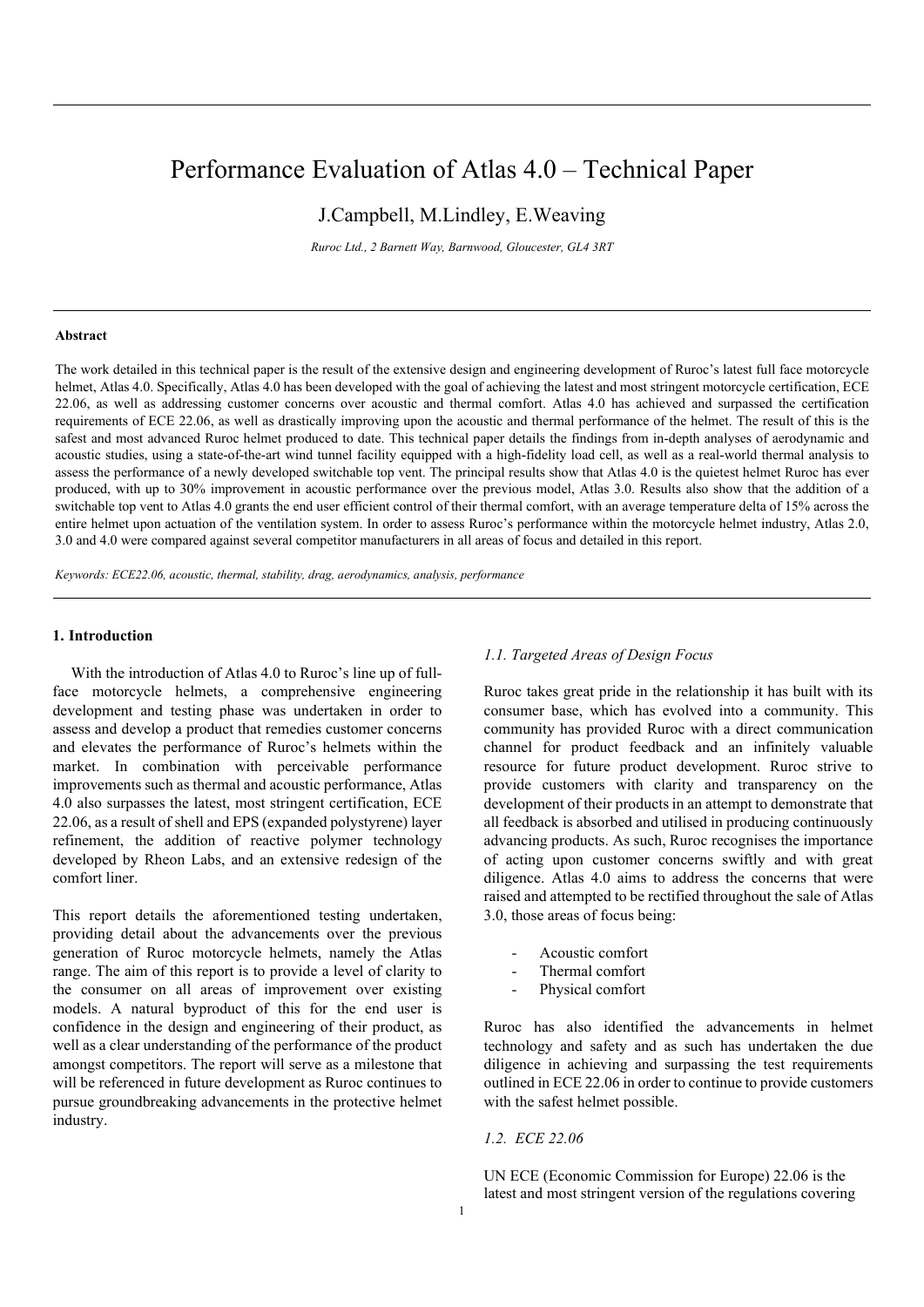# Performance Evaluation of Atlas 4.0 – Technical Paper

J.Campbell, M.Lindley, E.Weaving

*Ruroc Ltd., 2 Barnett Way, Barnwood, Gloucester, GL4 3RT*

---

**Abstract**

The work detailed in this technical paper is the result of the extensive design and engineering development of Ruroc's latest full face motorcycle helmet, Atlas 4.0. Specifically, Atlas 4.0 has been developed with the goal of achieving the latest and most stringent motorcycle certification, ECE 22.06, as well as addressing customer concerns over acoustic and thermal comfort. Atlas 4.0 has achieved and surpassed the certification requirements of ECE 22.06, as well as drastically improving upon the acoustic and thermal performance of the helmet. The result of this is the safest and most advanced Ruroc helmet produced to date. This technical paper details the findings from in-depth analyses of aerodynamic and acoustic studies, using a state-of-the-art wind tunnel facility equipped with a high-fidelity load cell, as well as a real-world thermal analysis to assess the performance of a newly developed switchable top vent. The principal results show that Atlas 4.0 is the quietest helmet Ruroc has ever produced, with up to 30% improvement in acoustic performance over the previous model, Atlas 3.0. Results also show that the addition of a switchable top vent to Atlas 4.0 grants the end user efficient control of their thermal comfort, with an average temperature delta of 15% across the entire helmet upon actuation of the ventilation system. In order to assess Ruroc's performance within the motorcycle helmet industry, Atlas 2.0, 3.0 and 4.0 were compared against several competitor manufacturers in all areas of focus and detailed in this report.

*Keywords: ECE22.06, acoustic, thermal, stability, drag, aerodynamics, analysis, performance*

---

## 1. Introduction

With the introduction of Atlas 4.0 to Ruroc's line up of full-face motorcycle helmets, a comprehensive engineering development and testing phase was undertaken in order to assess and develop a product that remedies customer concerns and elevates the performance of Ruroc's helmets within the market. In combination with perceivable performance improvements such as thermal and acoustic performance, Atlas 4.0 also surpasses the latest, most stringent certification, ECE 22.06, as a result of shell and EPS (expanded polystyrene) layer refinement, the addition of reactive polymer technology developed by Rheon Labs, and an extensive redesign of the comfort liner.

This report details the aforementioned testing undertaken, providing detail about the advancements over the previous generation of Ruroc motorcycle helmets, namely the Atlas range. The aim of this report is to provide a level of clarity to the consumer on all areas of improvement over existing models. A natural byproduct of this for the end user is confidence in the design and engineering of their product, as well as a clear understanding of the performance of the product amongst competitors. The report will serve as a milestone that will be referenced in future development as Ruroc continues to pursue groundbreaking advancements in the protective helmet industry.

### *1.1. Targeted Areas of Design Focus*

Ruroc takes great pride in the relationship it has built with its consumer base, which has evolved into a community. This community has provided Ruroc with a direct communication channel for product feedback and an infinitely valuable resource for future product development. Ruroc strive to provide customers with clarity and transparency on the development of their products in an attempt to demonstrate that all feedback is absorbed and utilised in producing continuously advancing products. As such, Ruroc recognises the importance of acting upon customer concerns swiftly and with great diligence. Atlas 4.0 aims to address the concerns that were raised and attempted to be rectified throughout the sale of Atlas 3.0, those areas of focus being:

- Acoustic comfort
- Thermal comfort
- Physical comfort

Ruroc has also identified the advancements in helmet technology and safety and as such has undertaken the due diligence in achieving and surpassing the test requirements outlined in ECE 22.06 in order to continue to provide customers with the safest helmet possible.

### *1.2. ECE 22.06*

UN ECE (Economic Commission for Europe) 22.06 is the latest and most stringent version of the regulations covering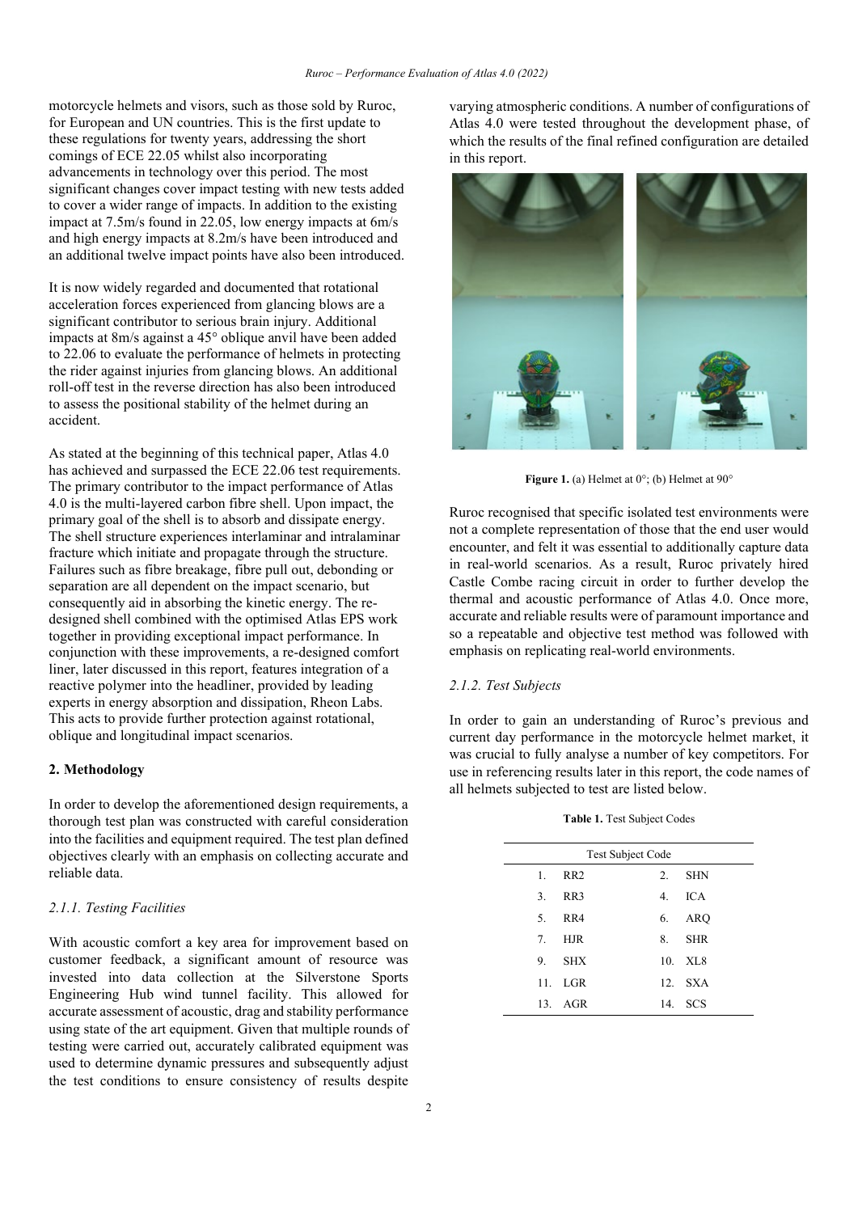motorcycle helmets and visors, such as those sold by Ruroc, for European and UN countries. This is the first update to these regulations for twenty years, addressing the short comings of ECE 22.05 whilst also incorporating advancements in technology over this period. The most significant changes cover impact testing with new tests added to cover a wider range of impacts. In addition to the existing impact at 7.5m/s found in 22.05, low energy impacts at 6m/s and high energy impacts at 8.2m/s have been introduced and an additional twelve impact points have also been introduced.

It is now widely regarded and documented that rotational acceleration forces experienced from glancing blows are a significant contributor to serious brain injury. Additional impacts at 8m/s against a 45° oblique anvil have been added to 22.06 to evaluate the performance of helmets in protecting the rider against injuries from glancing blows. An additional roll-off test in the reverse direction has also been introduced to assess the positional stability of the helmet during an accident.

As stated at the beginning of this technical paper, Atlas 4.0 has achieved and surpassed the ECE 22.06 test requirements. The primary contributor to the impact performance of Atlas 4.0 is the multi-layered carbon fibre shell. Upon impact, the primary goal of the shell is to absorb and dissipate energy. The shell structure experiences interlaminar and intralaminar fracture which initiate and propagate through the structure. Failures such as fibre breakage, fibre pull out, debonding or separation are all dependent on the impact scenario, but consequently aid in absorbing the kinetic energy. The re-designed shell combined with the optimised Atlas EPS work together in providing exceptional impact performance. In conjunction with these improvements, a re-designed comfort liner, later discussed in this report, features integration of a reactive polymer into the headliner, provided by leading experts in energy absorption and dissipation, Rheon Labs. This acts to provide further protection against rotational, oblique and longitudinal impact scenarios.

## 2. Methodology

In order to develop the aforementioned design requirements, a thorough test plan was constructed with careful consideration into the facilities and equipment required. The test plan defined objectives clearly with an emphasis on collecting accurate and reliable data.

### *2.1.1. Testing Facilities*

With acoustic comfort a key area for improvement based on customer feedback, a significant amount of resource was invested into data collection at the Silverstone Sports Engineering Hub wind tunnel facility. This allowed for accurate assessment of acoustic, drag and stability performance using state of the art equipment. Given that multiple rounds of testing were carried out, accurately calibrated equipment was used to determine dynamic pressures and subsequently adjust the test conditions to ensure consistency of results despite varying atmospheric conditions. A number of configurations of Atlas 4.0 were tested throughout the development phase, of which the results of the final refined configuration are detailed in this report.

**Figure 1.** (a) Helmet at 0°; (b) Helmet at 90°

Ruroc recognised that specific isolated test environments were not a complete representation of those that the end user would encounter, and felt it was essential to additionally capture data in real-world scenarios. As a result, Ruroc privately hired Castle Combe racing circuit in order to further develop the thermal and acoustic performance of Atlas 4.0. Once more, accurate and reliable results were of paramount importance and so a repeatable and objective test method was followed with emphasis on replicating real-world environments.

### *2.1.2. Test Subjects*

In order to gain an understanding of Ruroc's previous and current day performance in the motorcycle helmet market, it was crucial to fully analyse a number of key competitors. For use in referencing results later in this report, the code names of all helmets subjected to test are listed below.

**Table 1.** Test Subject Codes

| Test Subject Code | | | |
|---|---|---|---|
| 1. | RR2 | 2. | SHN |
| 3. | RR3 | 4. | ICA |
| 5. | RR4 | 6. | ARQ |
| 7. | HJR | 8. | SHR |
| 9. | SHX | 10. | XL8 |
| 11. | LGR | 12. | SXA |
| 13. | AGR | 14. | SCS |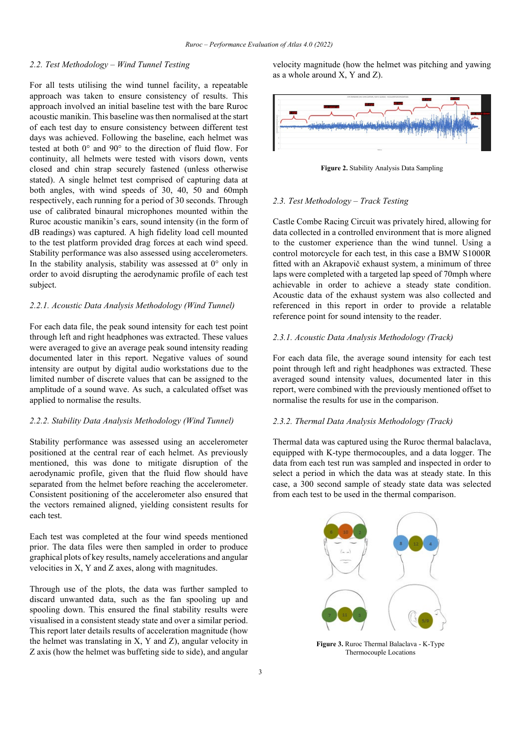### 2.2. Test Methodology – Wind Tunnel Testing

For all tests utilising the wind tunnel facility, a repeatable approach was taken to ensure consistency of results. This approach involved an initial baseline test with the bare Ruroc acoustic manikin. This baseline was then normalised at the start of each test day to ensure consistency between different test days was achieved. Following the baseline, each helmet was tested at both 0° and 90° to the direction of fluid flow. For continuity, all helmets were tested with visors down, vents closed and chin strap securely fastened (unless otherwise stated). A single helmet test comprised of capturing data at both angles, with wind speeds of 30, 40, 50 and 60mph respectively, each running for a period of 30 seconds. Through use of calibrated binaural microphones mounted within the Ruroc acoustic manikin's ears, sound intensity (in the form of dB readings) was captured. A high fidelity load cell mounted to the test platform provided drag forces at each wind speed. Stability performance was also assessed using accelerometers. In the stability analysis, stability was assessed at 0° only in order to avoid disrupting the aerodynamic profile of each test subject.

#### 2.2.1. Acoustic Data Analysis Methodology (Wind Tunnel)

For each data file, the peak sound intensity for each test point through left and right headphones was extracted. These values were averaged to give an average peak sound intensity reading documented later in this report. Negative values of sound intensity are output by digital audio workstations due to the limited number of discrete values that can be assigned to the amplitude of a sound wave. As such, a calculated offset was applied to normalise the results.

#### 2.2.2. Stability Data Analysis Methodology (Wind Tunnel)

Stability performance was assessed using an accelerometer positioned at the central rear of each helmet. As previously mentioned, this was done to mitigate disruption of the aerodynamic profile, given that the fluid flow should have separated from the helmet before reaching the accelerometer. Consistent positioning of the accelerometer also ensured that the vectors remained aligned, yielding consistent results for each test.

Each test was completed at the four wind speeds mentioned prior. The data files were then sampled in order to produce graphical plots of key results, namely accelerations and angular velocities in X, Y and Z axes, along with magnitudes.

Through use of the plots, the data was further sampled to discard unwanted data, such as the fan spooling up and spooling down. This ensured the final stability results were visualised in a consistent steady state and over a similar period. This report later details results of acceleration magnitude (how the helmet was translating in X, Y and Z), angular velocity in Z axis (how the helmet was buffeting side to side), and angular velocity magnitude (how the helmet was pitching and yawing as a whole around X, Y and Z).

**Figure 2.** Stability Analysis Data Sampling

### 2.3. Test Methodology – Track Testing

Castle Combe Racing Circuit was privately hired, allowing for data collected in a controlled environment that is more aligned to the customer experience than the wind tunnel. Using a control motorcycle for each test, in this case a BMW S1000R fitted with an Akrapovič exhaust system, a minimum of three laps were completed with a targeted lap speed of 70mph where achievable in order to achieve a steady state condition. Acoustic data of the exhaust system was also collected and referenced in this report in order to provide a relatable reference point for sound intensity to the reader.

#### 2.3.1. Acoustic Data Analysis Methodology (Track)

For each data file, the average sound intensity for each test point through left and right headphones was extracted. These averaged sound intensity values, documented later in this report, were combined with the previously mentioned offset to normalise the results for use in the comparison.

#### 2.3.2. Thermal Data Analysis Methodology (Track)

Thermal data was captured using the Ruroc thermal balaclava, equipped with K-type thermocouples, and a data logger. The data from each test run was sampled and inspected in order to select a period in which the data was at steady state. In this case, a 300 second sample of steady state data was selected from each test to be used in the thermal comparison.

**Figure 3.** Ruroc Thermal Balaclava - K-Type Thermocouple Locations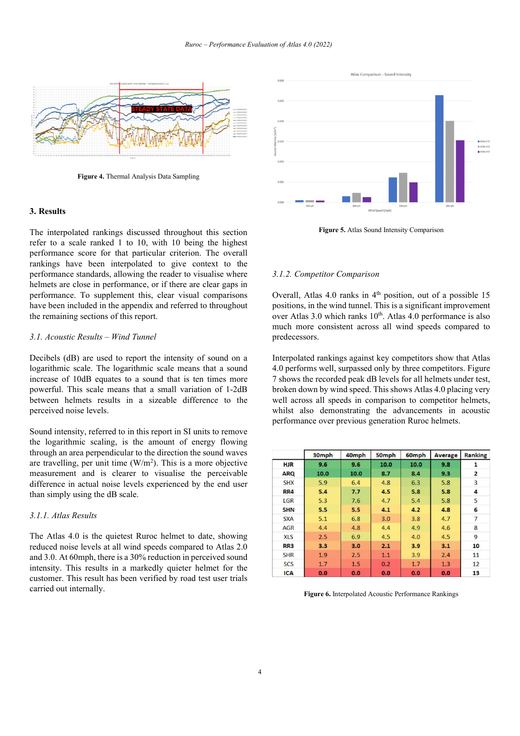Figure 4. Thermal Analysis Data Sampling

## 3. Results

The interpolated rankings discussed throughout this section refer to a scale ranked 1 to 10, with 10 being the highest performance score for that particular criterion. The overall rankings have been interpolated to give context to the performance standards, allowing the reader to visualise where helmets are close in performance, or if there are clear gaps in performance. To supplement this, clear visual comparisons have been included in the appendix and referred to throughout the remaining sections of this report.

### *3.1. Acoustic Results – Wind Tunnel*

Decibels (dB) are used to report the intensity of sound on a logarithmic scale. The logarithmic scale means that a sound increase of 10dB equates to a sound that is ten times more powerful. This scale means that a small variation of 1-2dB between helmets results in a sizeable difference to the perceived noise levels.

Sound intensity, referred to in this report in SI units to remove the logarithmic scaling, is the amount of energy flowing through an area perpendicular to the direction the sound waves are travelling, per unit time (W/m$^2$). This is a more objective measurement and is clearer to visualise the perceivable difference in actual noise levels experienced by the end user than simply using the dB scale.

#### *3.1.1. Atlas Results*

The Atlas 4.0 is the quietest Ruroc helmet to date, showing reduced noise levels at all wind speeds compared to Atlas 2.0 and 3.0. At 60mph, there is a 30% reduction in perceived sound intensity. This results in a markedly quieter helmet for the customer. This result has been verified by road test user trials carried out internally.

Figure 5. Atlas Sound Intensity Comparison

#### *3.1.2. Competitor Comparison*

Overall, Atlas 4.0 ranks in 4th position, out of a possible 15 positions, in the wind tunnel. This is a significant improvement over Atlas 3.0 which ranks 10th. Atlas 4.0 performance is also much more consistent across all wind speeds compared to predecessors.

Interpolated rankings against key competitors show that Atlas 4.0 performs well, surpassed only by three competitors. Figure 7 shows the recorded peak dB levels for all helmets under test, broken down by wind speed. This shows Atlas 4.0 placing very well across all speeds in comparison to competitor helmets, whilst also demonstrating the advancements in acoustic performance over previous generation Ruroc helmets.

| | 30mph | 40mph | 50mph | 60mph | Average | Ranking |
|---|---|---|---|---|---|---|
| HJR | 9.6 | 9.6 | 10.0 | 10.0 | 9.8 | 1 |
| ARQ | 10.0 | 10.0 | 8.7 | 8.4 | 9.3 | 2 |
| SHX | 5.9 | 6.4 | 4.8 | 6.3 | 5.8 | 3 |
| RR4 | 5.4 | 7.7 | 4.5 | 5.8 | 5.8 | 4 |
| LGR | 5.3 | 7.6 | 4.7 | 5.4 | 5.8 | 5 |
| SHN | 5.5 | 5.5 | 4.1 | 4.2 | 4.8 | 6 |
| SXA | 5.1 | 6.8 | 3.0 | 3.8 | 4.7 | 7 |
| AGR | 4.4 | 4.8 | 4.4 | 4.9 | 4.6 | 8 |
| XLS | 2.5 | 6.9 | 4.5 | 4.0 | 4.5 | 9 |
| RR3 | 3.3 | 3.0 | 2.1 | 3.9 | 3.1 | 10 |
| SHR | 1.9 | 2.5 | 1.1 | 3.9 | 2.4 | 11 |
| SCS | 1.7 | 1.5 | 0.2 | 1.7 | 1.3 | 12 |
| ICA | 0.0 | 0.0 | 0.0 | 0.0 | 0.0 | 13 |

Figure 6. Interpolated Acoustic Performance Rankings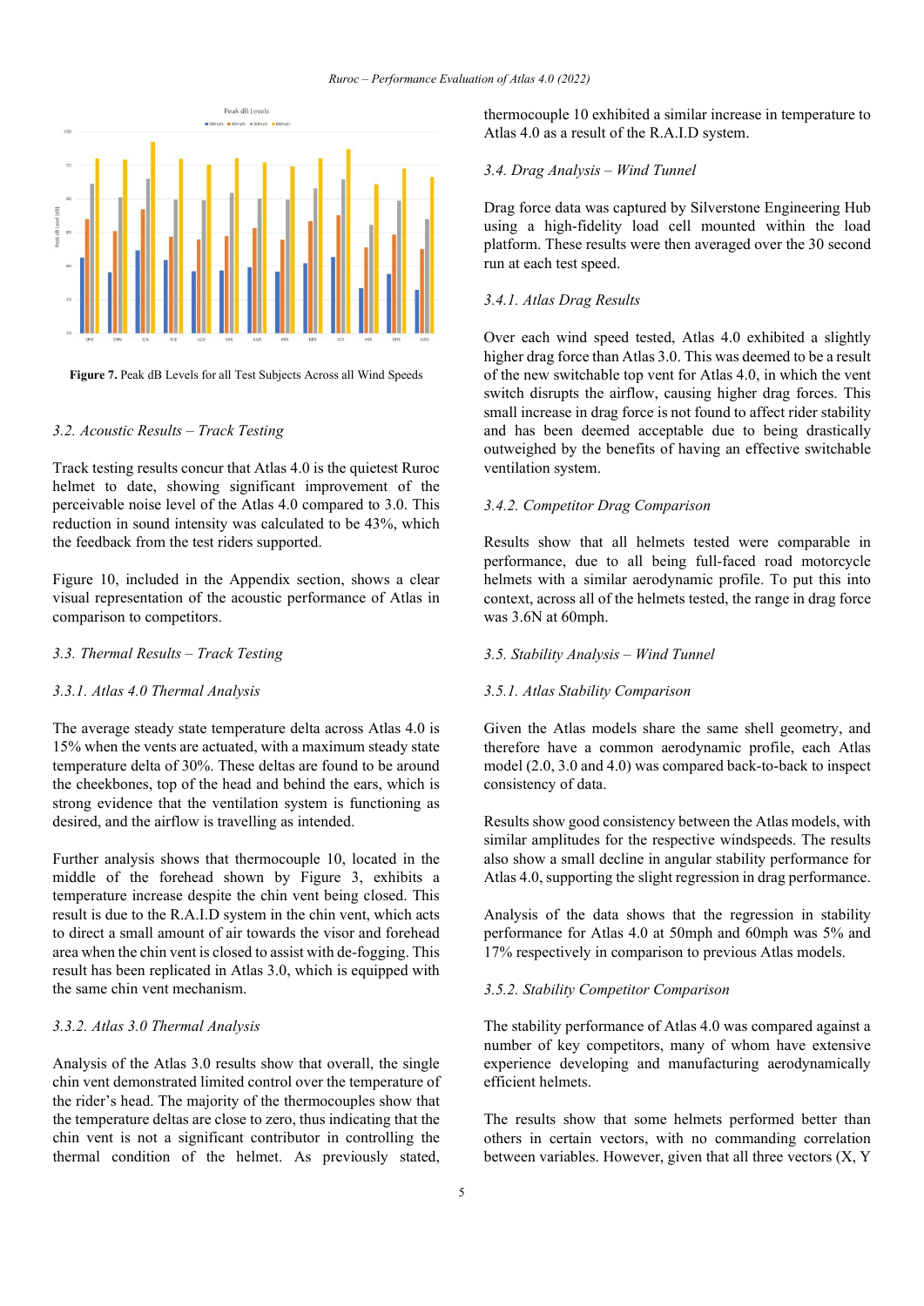**Figure 7.** Peak dB Levels for all Test Subjects Across all Wind Speeds

### 3.2. Acoustic Results – Track Testing

Track testing results concur that Atlas 4.0 is the quietest Ruroc helmet to date, showing significant improvement of the perceivable noise level of the Atlas 4.0 compared to 3.0. This reduction in sound intensity was calculated to be 43%, which the feedback from the test riders supported.

Figure 10, included in the Appendix section, shows a clear visual representation of the acoustic performance of Atlas in comparison to competitors.

### 3.3. Thermal Results – Track Testing

#### 3.3.1. Atlas 4.0 Thermal Analysis

The average steady state temperature delta across Atlas 4.0 is 15% when the vents are actuated, with a maximum steady state temperature delta of 30%. These deltas are found to be around the cheekbones, top of the head and behind the ears, which is strong evidence that the ventilation system is functioning as desired, and the airflow is travelling as intended.

Further analysis shows that thermocouple 10, located in the middle of the forehead shown by Figure 3, exhibits a temperature increase despite the chin vent being closed. This result is due to the R.A.I.D system in the chin vent, which acts to direct a small amount of air towards the visor and forehead area when the chin vent is closed to assist with de-fogging. This result has been replicated in Atlas 3.0, which is equipped with the same chin vent mechanism.

#### 3.3.2. Atlas 3.0 Thermal Analysis

Analysis of the Atlas 3.0 results show that overall, the single chin vent demonstrated limited control over the temperature of the rider's head. The majority of the thermocouples show that the temperature deltas are close to zero, thus indicating that the chin vent is not a significant contributor in controlling the thermal condition of the helmet. As previously stated, thermocouple 10 exhibited a similar increase in temperature to Atlas 4.0 as a result of the R.A.I.D system.

### 3.4. Drag Analysis – Wind Tunnel

Drag force data was captured by Silverstone Engineering Hub using a high-fidelity load cell mounted within the load platform. These results were then averaged over the 30 second run at each test speed.

#### 3.4.1. Atlas Drag Results

Over each wind speed tested, Atlas 4.0 exhibited a slightly higher drag force than Atlas 3.0. This was deemed to be a result of the new switchable top vent for Atlas 4.0, in which the vent switch disrupts the airflow, causing higher drag forces. This small increase in drag force is not found to affect rider stability and has been deemed acceptable due to being drastically outweighed by the benefits of having an effective switchable ventilation system.

#### 3.4.2. Competitor Drag Comparison

Results show that all helmets tested were comparable in performance, due to all being full-faced road motorcycle helmets with a similar aerodynamic profile. To put this into context, across all of the helmets tested, the range in drag force was 3.6N at 60mph.

### 3.5. Stability Analysis – Wind Tunnel

#### 3.5.1. Atlas Stability Comparison

Given the Atlas models share the same shell geometry, and therefore have a common aerodynamic profile, each Atlas model (2.0, 3.0 and 4.0) was compared back-to-back to inspect consistency of data.

Results show good consistency between the Atlas models, with similar amplitudes for the respective windspeeds. The results also show a small decline in angular stability performance for Atlas 4.0, supporting the slight regression in drag performance.

Analysis of the data shows that the regression in stability performance for Atlas 4.0 at 50mph and 60mph was 5% and 17% respectively in comparison to previous Atlas models.

#### 3.5.2. Stability Competitor Comparison

The stability performance of Atlas 4.0 was compared against a number of key competitors, many of whom have extensive experience developing and manufacturing aerodynamically efficient helmets.

The results show that some helmets performed better than others in certain vectors, with no commanding correlation between variables. However, given that all three vectors (X, Y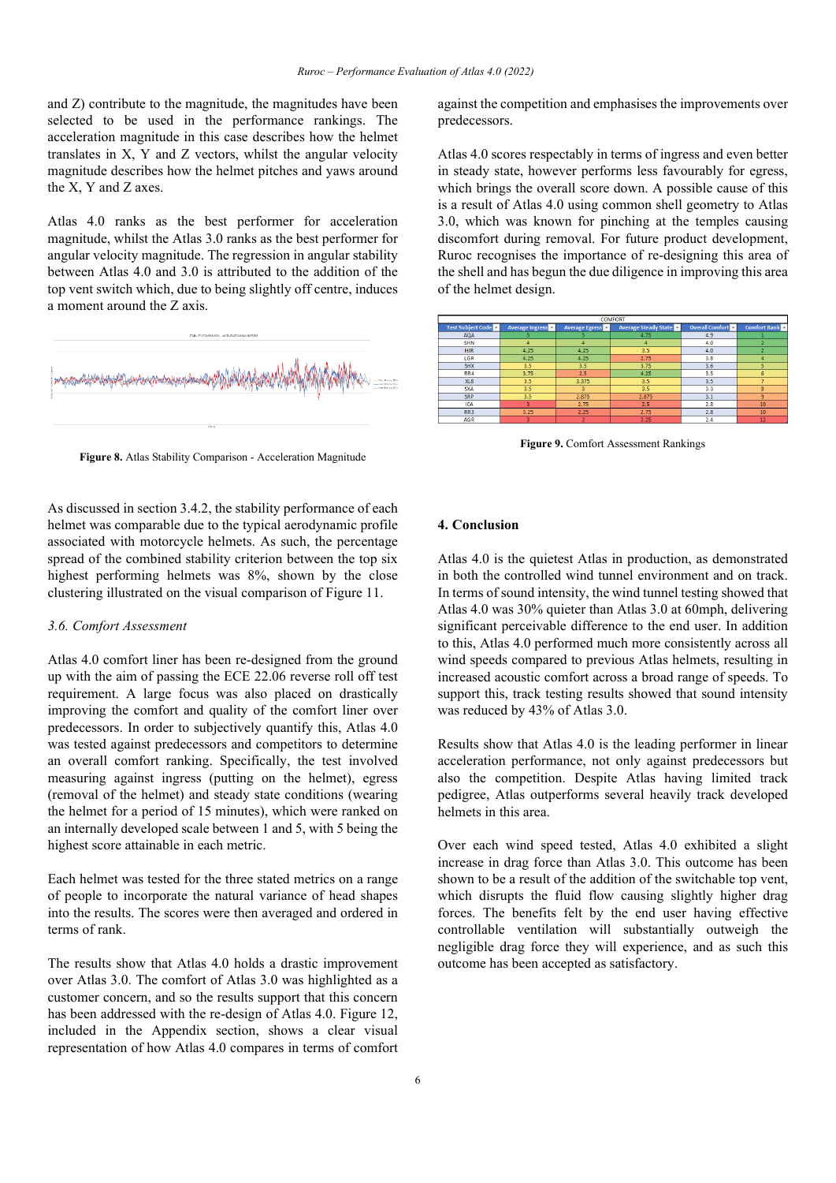and Z) contribute to the magnitude, the magnitudes have been selected to be used in the performance rankings. The acceleration magnitude in this case describes how the helmet translates in X, Y and Z vectors, whilst the angular velocity magnitude describes how the helmet pitches and yaws around the X, Y and Z axes.

Atlas 4.0 ranks as the best performer for acceleration magnitude, whilst the Atlas 3.0 ranks as the best performer for angular velocity magnitude. The regression in angular stability between Atlas 4.0 and 3.0 is attributed to the addition of the top vent switch which, due to being slightly off centre, induces a moment around the Z axis.

**Figure 8.** Atlas Stability Comparison - Acceleration Magnitude

As discussed in section 3.4.2, the stability performance of each helmet was comparable due to the typical aerodynamic profile associated with motorcycle helmets. As such, the percentage spread of the combined stability criterion between the top six highest performing helmets was 8%, shown by the close clustering illustrated on the visual comparison of Figure 11.

### *3.6. Comfort Assessment*

Atlas 4.0 comfort liner has been re-designed from the ground up with the aim of passing the ECE 22.06 reverse roll off test requirement. A large focus was also placed on drastically improving the comfort and quality of the comfort liner over predecessors. In order to subjectively quantify this, Atlas 4.0 was tested against predecessors and competitors to determine an overall comfort ranking. Specifically, the test involved measuring against ingress (putting on the helmet), egress (removal of the helmet) and steady state conditions (wearing the helmet for a period of 15 minutes), which were ranked on an internally developed scale between 1 and 5, with 5 being the highest score attainable in each metric.

Each helmet was tested for the three stated metrics on a range of people to incorporate the natural variance of head shapes into the results. The scores were then averaged and ordered in terms of rank.

The results show that Atlas 4.0 holds a drastic improvement over Atlas 3.0. The comfort of Atlas 3.0 was highlighted as a customer concern, and so the results support that this concern has been addressed with the re-design of Atlas 4.0. Figure 12, included in the Appendix section, shows a clear visual representation of how Atlas 4.0 compares in terms of comfort against the competition and emphasises the improvements over predecessors.

Atlas 4.0 scores respectably in terms of ingress and even better in steady state, however performs less favourably for egress, which brings the overall score down. A possible cause of this is a result of Atlas 4.0 using common shell geometry to Atlas 3.0, which was known for pinching at the temples causing discomfort during removal. For future product development, Ruroc recognises the importance of re-designing this area of the shell and has begun the due diligence in improving this area of the helmet design.

| COMFORT | | | | | |
|---|---|---|---|---|---|
| Test Subject Code | Average Ingress | Average Egress | Average Steady State | Overall Comfort | Comfort Rank |
| AOA | 5 | 5 | 4.75 | 4.9 | 1 |
| SHN | 4 | 4 | 4 | 4.0 | 2 |
| HJR | 4.25 | 4.25 | 3.5 | 4.0 | 2 |
| LGR | 4.25 | 4.25 | 2.75 | 3.8 | 4 |
| SHX | 3.5 | 3.5 | 3.75 | 3.6 | 5 |
| RR4 | 3.75 | 2.5 | 4.25 | 3.5 | 6 |
| XL8 | 3.5 | 3.375 | 3.5 | 3.5 | 7 |
| SKA | 3.5 | 3 | 3.5 | 3.3 | 8 |
| SRP | 3.5 | 2.875 | 2.875 | 3.1 | 9 |
| ICA | 3 | 2.75 | 2.5 | 2.8 | 10 |
| RR3 | 3.25 | 2.25 | 2.75 | 2.8 | 10 |
| AGR | 3 | 2 | 2.25 | 2.4 | 12 |

**Figure 9.** Comfort Assessment Rankings

## 4. Conclusion

Atlas 4.0 is the quietest Atlas in production, as demonstrated in both the controlled wind tunnel environment and on track. In terms of sound intensity, the wind tunnel testing showed that Atlas 4.0 was 30% quieter than Atlas 3.0 at 60mph, delivering significant perceivable difference to the end user. In addition to this, Atlas 4.0 performed much more consistently across all wind speeds compared to previous Atlas helmets, resulting in increased acoustic comfort across a broad range of speeds. To support this, track testing results showed that sound intensity was reduced by 43% of Atlas 3.0.

Results show that Atlas 4.0 is the leading performer in linear acceleration performance, not only against predecessors but also the competition. Despite Atlas having limited track pedigree, Atlas outperforms several heavily track developed helmets in this area.

Over each wind speed tested, Atlas 4.0 exhibited a slight increase in drag force than Atlas 3.0. This outcome has been shown to be a result of the addition of the switchable top vent, which disrupts the fluid flow causing slightly higher drag forces. The benefits felt by the end user having effective controllable ventilation will substantially outweigh the negligible drag force they will experience, and as such this outcome has been accepted as satisfactory.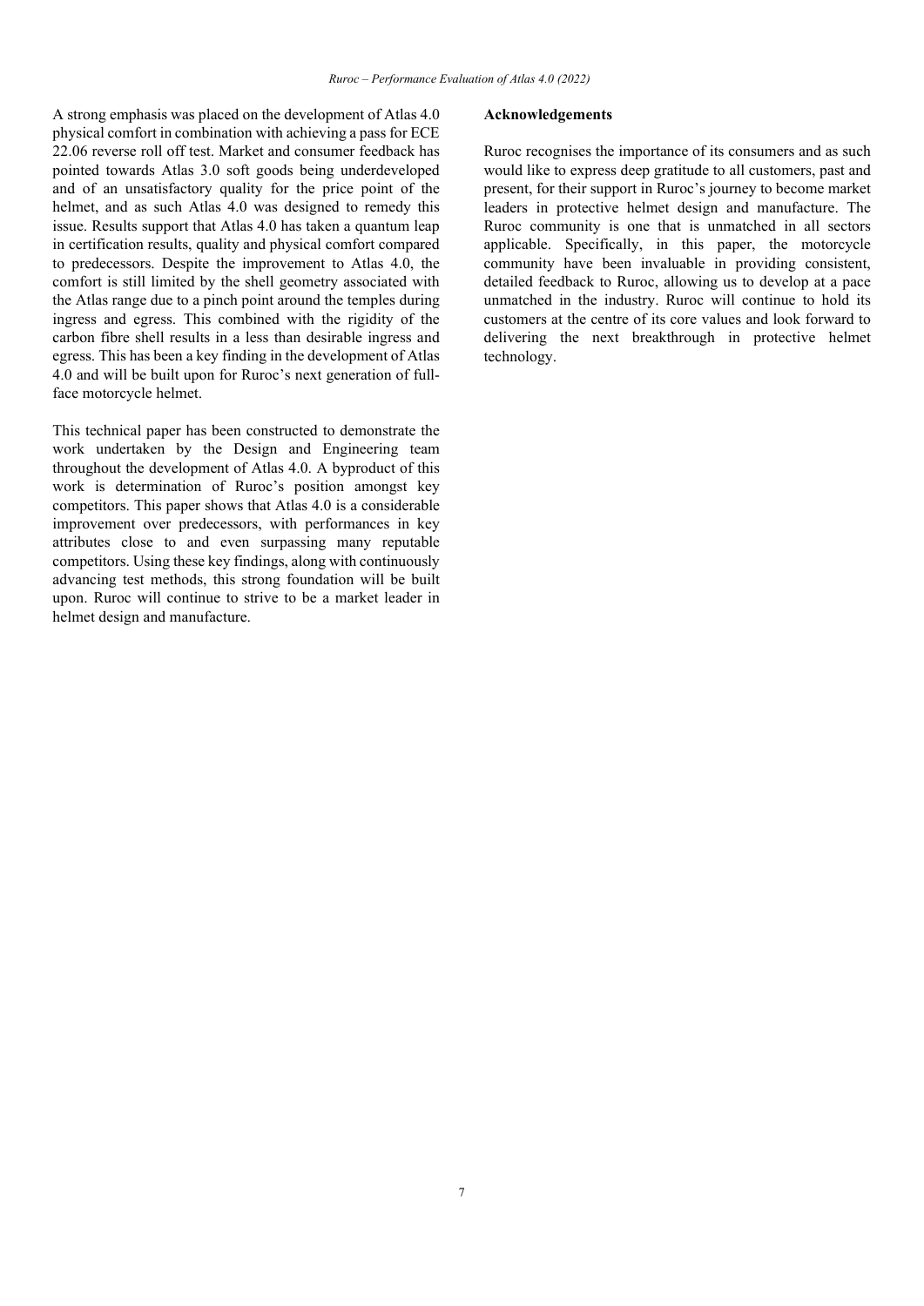A strong emphasis was placed on the development of Atlas 4.0 physical comfort in combination with achieving a pass for ECE 22.06 reverse roll off test. Market and consumer feedback has pointed towards Atlas 3.0 soft goods being underdeveloped and of an unsatisfactory quality for the price point of the helmet, and as such Atlas 4.0 was designed to remedy this issue. Results support that Atlas 4.0 has taken a quantum leap in certification results, quality and physical comfort compared to predecessors. Despite the improvement to Atlas 4.0, the comfort is still limited by the shell geometry associated with the Atlas range due to a pinch point around the temples during ingress and egress. This combined with the rigidity of the carbon fibre shell results in a less than desirable ingress and egress. This has been a key finding in the development of Atlas 4.0 and will be built upon for Ruroc's next generation of full-face motorcycle helmet.

This technical paper has been constructed to demonstrate the work undertaken by the Design and Engineering team throughout the development of Atlas 4.0. A byproduct of this work is determination of Ruroc's position amongst key competitors. This paper shows that Atlas 4.0 is a considerable improvement over predecessors, with performances in key attributes close to and even surpassing many reputable competitors. Using these key findings, along with continuously advancing test methods, this strong foundation will be built upon. Ruroc will continue to strive to be a market leader in helmet design and manufacture.

## Acknowledgements

Ruroc recognises the importance of its consumers and as such would like to express deep gratitude to all customers, past and present, for their support in Ruroc's journey to become market leaders in protective helmet design and manufacture. The Ruroc community is one that is unmatched in all sectors applicable. Specifically, in this paper, the motorcycle community have been invaluable in providing consistent, detailed feedback to Ruroc, allowing us to develop at a pace unmatched in the industry. Ruroc will continue to hold its customers at the centre of its core values and look forward to delivering the next breakthrough in protective helmet technology.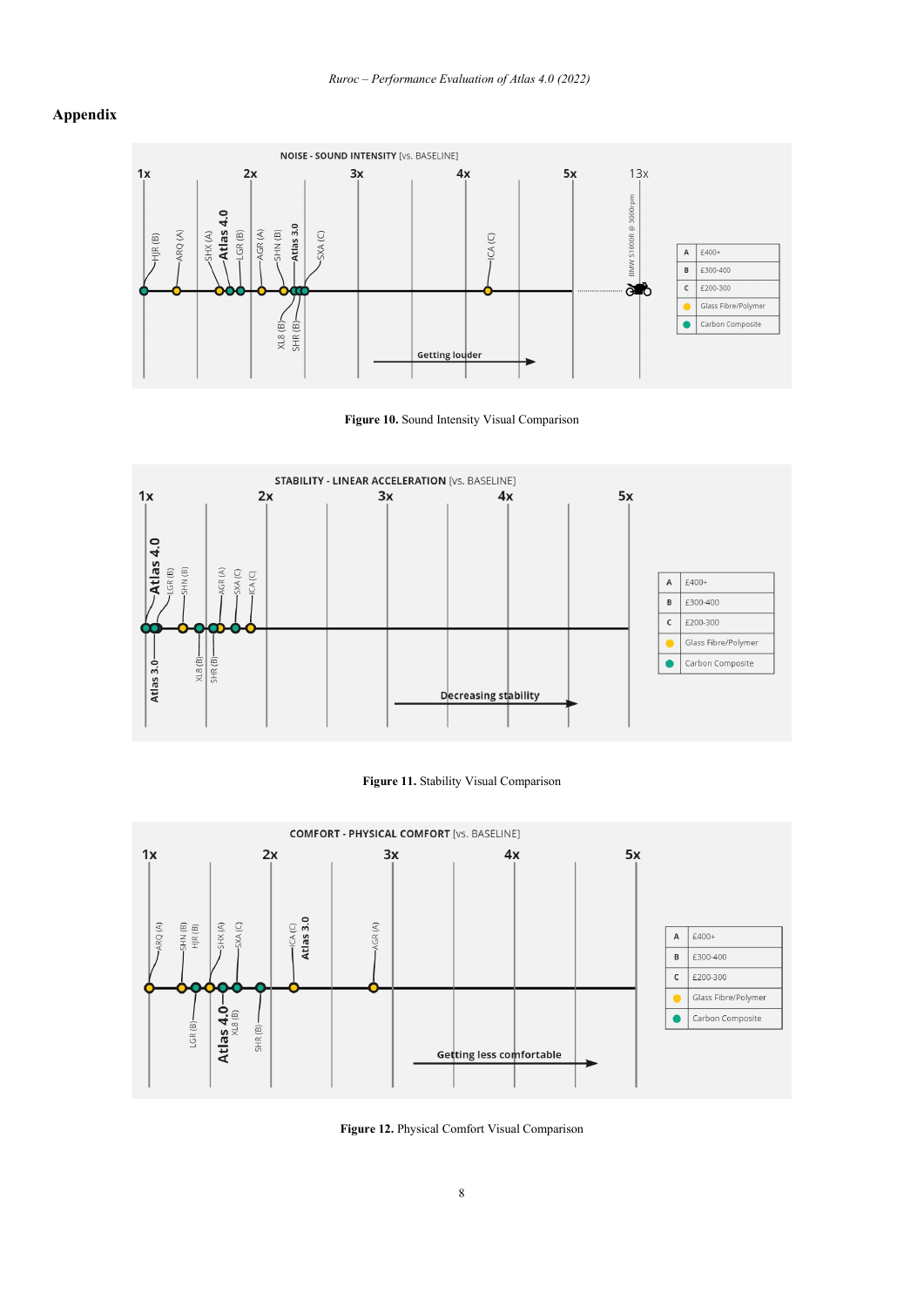## Appendix

NOISE - SOUND INTENSITY [vs. BASELINE]

1x 2x 3x 4x 5x 13x

HJR (B)
ARQ (A)
SHX (A)
Atlas 4.0
LGR (B)
AGR (A)
SHN (B)
Atlas 3.0
SXA (C)
ICA (C)
XL8 (B)
SHR (B)
BMW S1000R @ 3000rpm

Getting louder

| | |
|---|---|
| A | £400+ |
| B | £300-400 |
| C | £200-300 |
| | Glass Fibre/Polymer |
| | Carbon Composite |

**Figure 10.** Sound Intensity Visual Comparison

STABILITY - LINEAR ACCELERATION [vs. BASELINE]

1x 2x 3x 4x 5x

Atlas 4.0
LGR (B)
SHN (B)
AGR (A)
SXA (C)
ICA (C)
Atlas 3.0
XL8 (B)
SHR (B)

Decreasing stability

| | |
|---|---|
| A | £400+ |
| B | £300-400 |
| C | £200-300 |
| | Glass Fibre/Polymer |
| | Carbon Composite |

**Figure 11.** Stability Visual Comparison

COMFORT - PHYSICAL COMFORT [vs. BASELINE]

1x 2x 3x 4x 5x

ARQ (A)
SHN (B)
HJR (B)
SHX (A)
SXA (C)
ICA (C)
Atlas 3.0
AGR (A)
LGR (B)
Atlas 4.0
XL8 (B)
SHR (B)

Getting less comfortable

| | |
|---|---|
| A | £400+ |
| B | £300-400 |
| C | £200-300 |
| | Glass Fibre/Polymer |
| | Carbon Composite |

**Figure 12.** Physical Comfort Visual Comparison